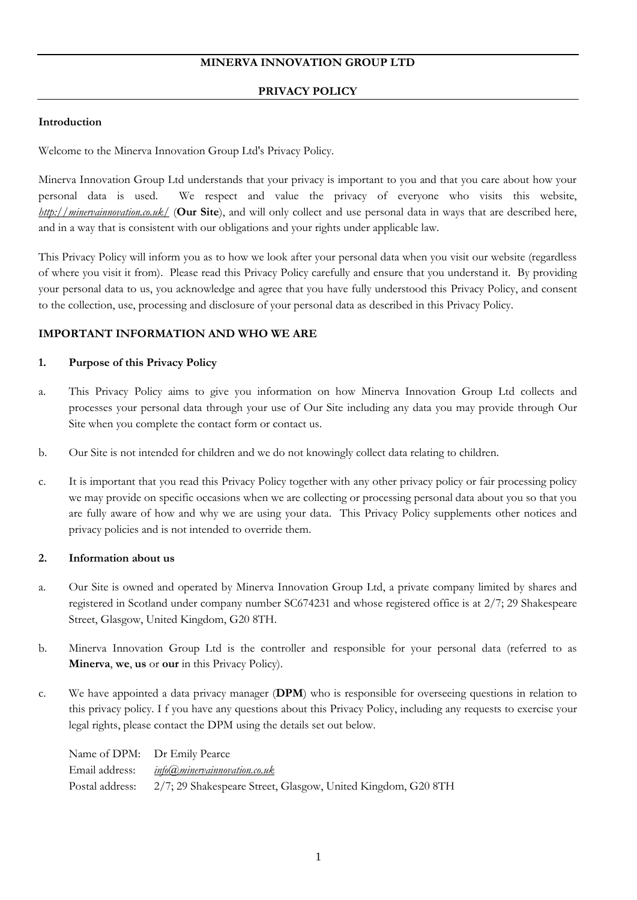# MINERVA INNOVATION GROUP LTD

## PRIVACY POLICY

**Introduction**

Welcome to the Minerva Innovation Group Ltd's Privacy Policy.

Minerva Innovation Group Ltd understands that your privacy is important to you and that you care about how your personal data is used. We respect and value the privacy of everyone who visits this website, *http://minervainnovation.co.uk/* (**Our Site**), and will only collect and use personal data in ways that are described here, and in a way that is consistent with our obligations and your rights under applicable law.

This Privacy Policy will inform you as to how we look after your personal data when you visit our website (regardless of where you visit it from). Please read this Privacy Policy carefully and ensure that you understand it. By providing your personal data to us, you acknowledge and agree that you have fully understood this Privacy Policy, and consent to the collection, use, processing and disclosure of your personal data as described in this Privacy Policy.

**IMPORTANT INFORMATION AND WHO WE ARE**

**1. Purpose of this Privacy Policy**

a. This Privacy Policy aims to give you information on how Minerva Innovation Group Ltd collects and processes your personal data through your use of Our Site including any data you may provide through Our Site when you complete the contact form or contact us.

b. Our Site is not intended for children and we do not knowingly collect data relating to children.

c. It is important that you read this Privacy Policy together with any other privacy policy or fair processing policy we may provide on specific occasions when we are collecting or processing personal data about you so that you are fully aware of how and why we are using your data. This Privacy Policy supplements other notices and privacy policies and is not intended to override them.

**2. Information about us**

a. Our Site is owned and operated by Minerva Innovation Group Ltd, a private company limited by shares and registered in Scotland under company number SC674231 and whose registered office is at 2/7; 29 Shakespeare Street, Glasgow, United Kingdom, G20 8TH.

b. Minerva Innovation Group Ltd is the controller and responsible for your personal data (referred to as **Minerva**, **we**, **us** or **our** in this Privacy Policy).

c. We have appointed a data privacy manager (**DPM**) who is responsible for overseeing questions in relation to this privacy policy. I f you have any questions about this Privacy Policy, including any requests to exercise your legal rights, please contact the DPM using the details set out below.

Name of DPM: Dr Emily Pearce
Email address: *info@minervainnovation.co.uk*
Postal address: 2/7; 29 Shakespeare Street, Glasgow, United Kingdom, G20 8TH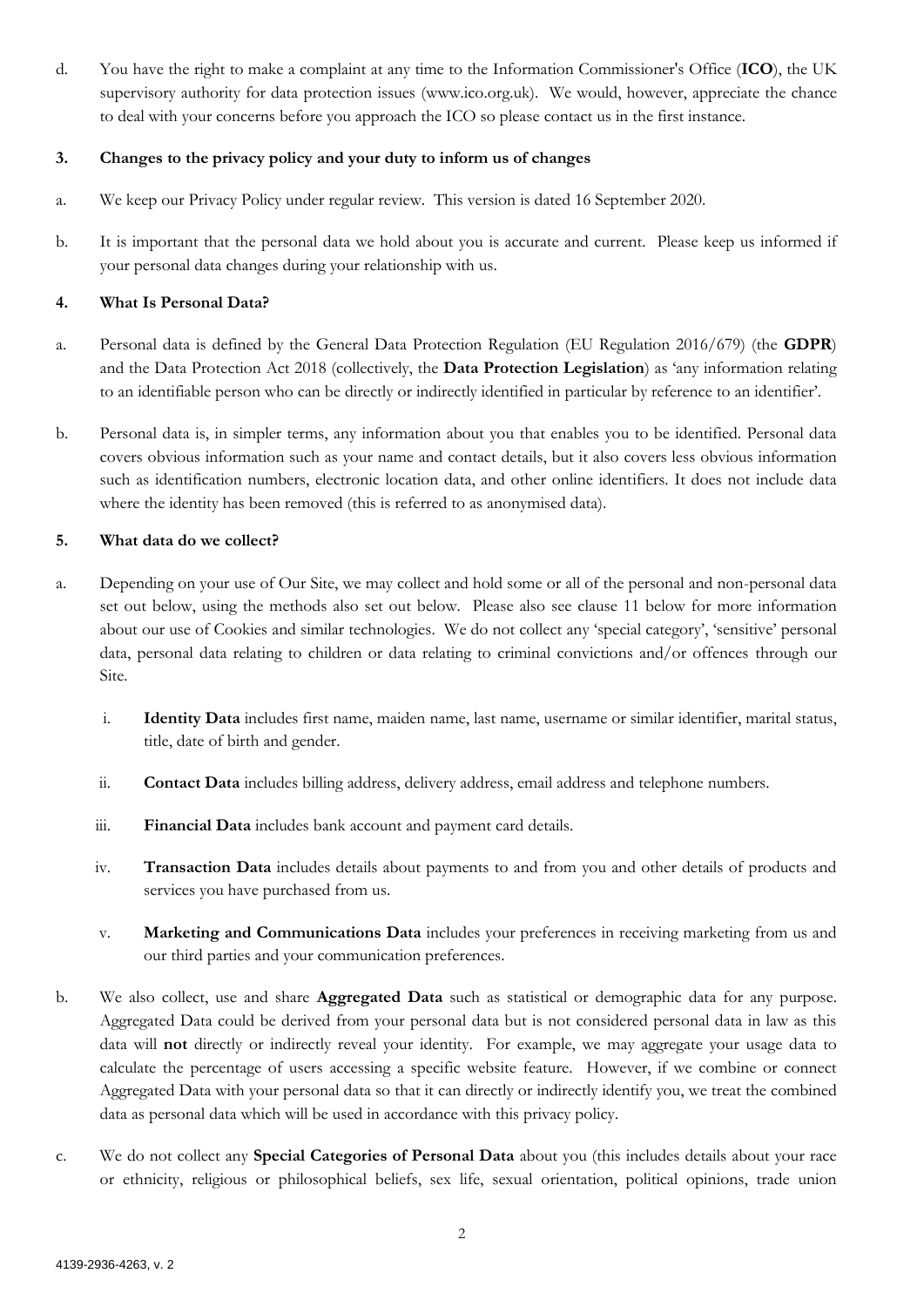d. You have the right to make a complaint at any time to the Information Commissioner's Office (**ICO**), the UK supervisory authority for data protection issues (www.ico.org.uk). We would, however, appreciate the chance to deal with your concerns before you approach the ICO so please contact us in the first instance.

**3. Changes to the privacy policy and your duty to inform us of changes**

a. We keep our Privacy Policy under regular review. This version is dated 16 September 2020.

b. It is important that the personal data we hold about you is accurate and current. Please keep us informed if your personal data changes during your relationship with us.

**4. What Is Personal Data?**

a. Personal data is defined by the General Data Protection Regulation (EU Regulation 2016/679) (the **GDPR**) and the Data Protection Act 2018 (collectively, the **Data Protection Legislation**) as 'any information relating to an identifiable person who can be directly or indirectly identified in particular by reference to an identifier'.

b. Personal data is, in simpler terms, any information about you that enables you to be identified. Personal data covers obvious information such as your name and contact details, but it also covers less obvious information such as identification numbers, electronic location data, and other online identifiers. It does not include data where the identity has been removed (this is referred to as anonymised data).

**5. What data do we collect?**

a. Depending on your use of Our Site, we may collect and hold some or all of the personal and non-personal data set out below, using the methods also set out below. Please also see clause 11 below for more information about our use of Cookies and similar technologies. We do not collect any 'special category', 'sensitive' personal data, personal data relating to children or data relating to criminal convictions and/or offences through our Site.

   i. **Identity Data** includes first name, maiden name, last name, username or similar identifier, marital status, title, date of birth and gender.

   ii. **Contact Data** includes billing address, delivery address, email address and telephone numbers.

   iii. **Financial Data** includes bank account and payment card details.

   iv. **Transaction Data** includes details about payments to and from you and other details of products and services you have purchased from us.

   v. **Marketing and Communications Data** includes your preferences in receiving marketing from us and our third parties and your communication preferences.

b. We also collect, use and share **Aggregated Data** such as statistical or demographic data for any purpose. Aggregated Data could be derived from your personal data but is not considered personal data in law as this data will **not** directly or indirectly reveal your identity. For example, we may aggregate your usage data to calculate the percentage of users accessing a specific website feature. However, if we combine or connect Aggregated Data with your personal data so that it can directly or indirectly identify you, we treat the combined data as personal data which will be used in accordance with this privacy policy.

c. We do not collect any **Special Categories of Personal Data** about you (this includes details about your race or ethnicity, religious or philosophical beliefs, sex life, sexual orientation, political opinions, trade union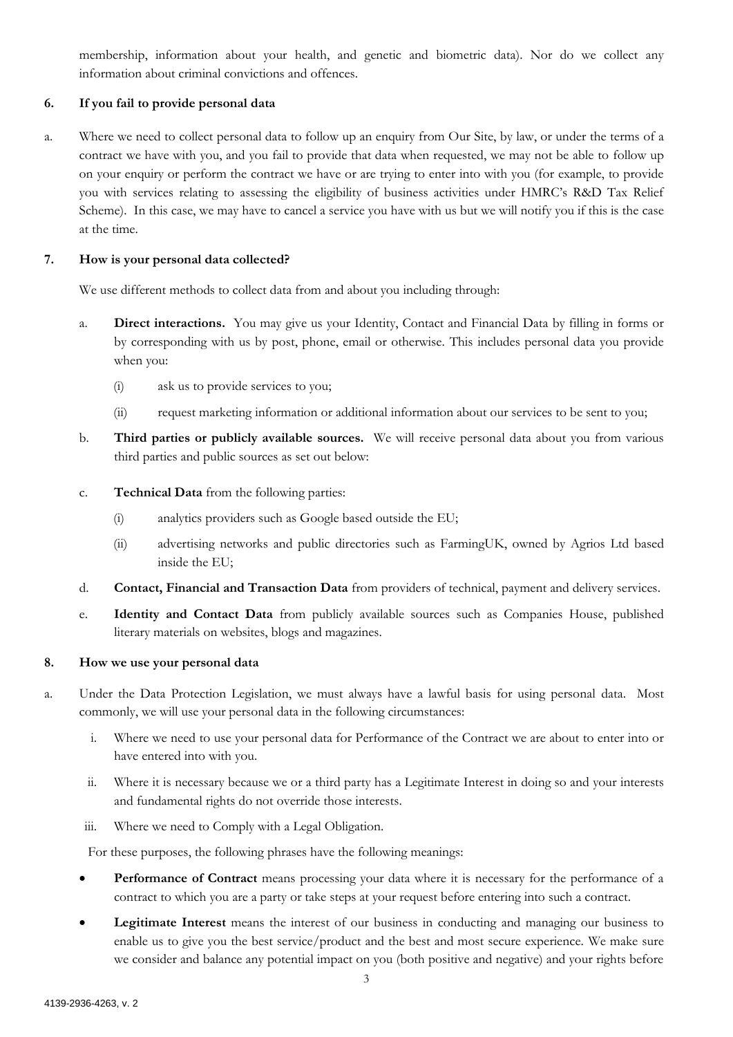membership, information about your health, and genetic and biometric data). Nor do we collect any information about criminal convictions and offences.

**6. If you fail to provide personal data**

a. Where we need to collect personal data to follow up an enquiry from Our Site, by law, or under the terms of a contract we have with you, and you fail to provide that data when requested, we may not be able to follow up on your enquiry or perform the contract we have or are trying to enter into with you (for example, to provide you with services relating to assessing the eligibility of business activities under HMRC's R&D Tax Relief Scheme). In this case, we may have to cancel a service you have with us but we will notify you if this is the case at the time.

**7. How is your personal data collected?**

We use different methods to collect data from and about you including through:

a. **Direct interactions.** You may give us your Identity, Contact and Financial Data by filling in forms or by corresponding with us by post, phone, email or otherwise. This includes personal data you provide when you:

   (i) ask us to provide services to you;

   (ii) request marketing information or additional information about our services to be sent to you;

b. **Third parties or publicly available sources.** We will receive personal data about you from various third parties and public sources as set out below:

c. **Technical Data** from the following parties:

   (i) analytics providers such as Google based outside the EU;

   (ii) advertising networks and public directories such as FarmingUK, owned by Agrios Ltd based inside the EU;

d. **Contact, Financial and Transaction Data** from providers of technical, payment and delivery services.

e. **Identity and Contact Data** from publicly available sources such as Companies House, published literary materials on websites, blogs and magazines.

**8. How we use your personal data**

a. Under the Data Protection Legislation, we must always have a lawful basis for using personal data. Most commonly, we will use your personal data in the following circumstances:

   i. Where we need to use your personal data for Performance of the Contract we are about to enter into or have entered into with you.

   ii. Where it is necessary because we or a third party has a Legitimate Interest in doing so and your interests and fundamental rights do not override those interests.

   iii. Where we need to Comply with a Legal Obligation.

   For these purposes, the following phrases have the following meanings:

- **Performance of Contract** means processing your data where it is necessary for the performance of a contract to which you are a party or take steps at your request before entering into such a contract.
- **Legitimate Interest** means the interest of our business in conducting and managing our business to enable us to give you the best service/product and the best and most secure experience. We make sure we consider and balance any potential impact on you (both positive and negative) and your rights before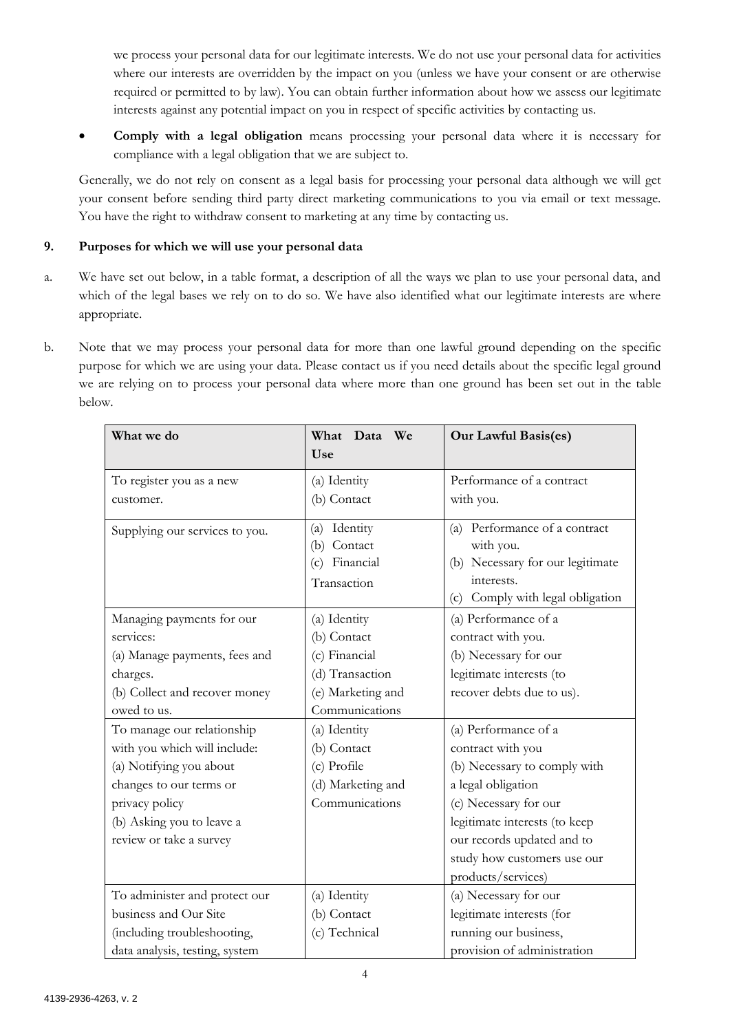we process your personal data for our legitimate interests. We do not use your personal data for activities where our interests are overridden by the impact on you (unless we have your consent or are otherwise required or permitted to by law). You can obtain further information about how we assess our legitimate interests against any potential impact on you in respect of specific activities by contacting us.

- **Comply with a legal obligation** means processing your personal data where it is necessary for compliance with a legal obligation that we are subject to.

Generally, we do not rely on consent as a legal basis for processing your personal data although we will get your consent before sending third party direct marketing communications to you via email or text message. You have the right to withdraw consent to marketing at any time by contacting us.

**9. Purposes for which we will use your personal data**

a. We have set out below, in a table format, a description of all the ways we plan to use your personal data, and which of the legal bases we rely on to do so. We have also identified what our legitimate interests are where appropriate.

b. Note that we may process your personal data for more than one lawful ground depending on the specific purpose for which we are using your data. Please contact us if you need details about the specific legal ground we are relying on to process your personal data where more than one ground has been set out in the table below.

| What we do | What Data We Use | Our Lawful Basis(es) |
|---|---|---|
| To register you as a new customer. | (a) Identity<br>(b) Contact | Performance of a contract with you. |
| Supplying our services to you. | (a) Identity<br>(b) Contact<br>(c) Financial<br>Transaction | (a) Performance of a contract with you.<br>(b) Necessary for our legitimate interests.<br>(c) Comply with legal obligation |
| Managing payments for our services:<br>(a) Manage payments, fees and charges.<br>(b) Collect and recover money owed to us. | (a) Identity<br>(b) Contact<br>(c) Financial<br>(d) Transaction<br>(e) Marketing and Communications | (a) Performance of a contract with you.<br>(b) Necessary for our legitimate interests (to recover debts due to us). |
| To manage our relationship with you which will include:<br>(a) Notifying you about changes to our terms or privacy policy<br>(b) Asking you to leave a review or take a survey | (a) Identity<br>(b) Contact<br>(c) Profile<br>(d) Marketing and Communications | (a) Performance of a contract with you<br>(b) Necessary to comply with a legal obligation<br>(c) Necessary for our legitimate interests (to keep our records updated and to study how customers use our products/services) |
| To administer and protect our business and Our Site (including troubleshooting, data analysis, testing, system | (a) Identity<br>(b) Contact<br>(c) Technical | (a) Necessary for our legitimate interests (for running our business, provision of administration |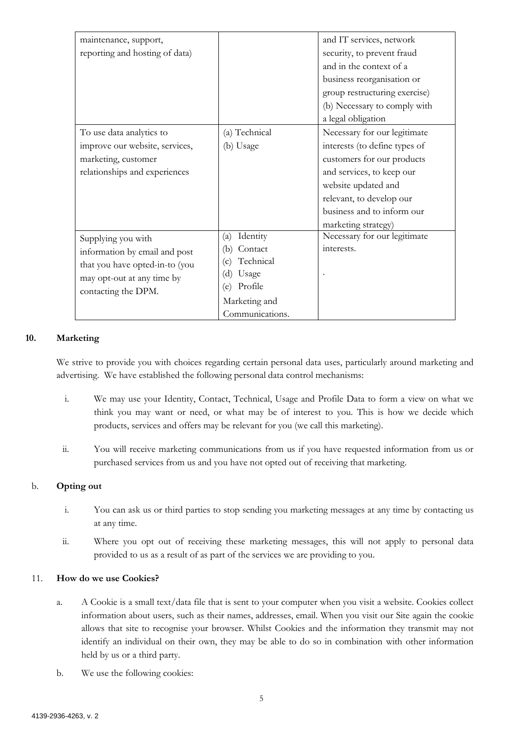| | | |
|---|---|---|
| maintenance, support, reporting and hosting of data) | | and IT services, network security, to prevent fraud and in the context of a business reorganisation or group restructuring exercise)<br>(b) Necessary to comply with a legal obligation |
| To use data analytics to improve our website, services, marketing, customer relationships and experiences | (a) Technical<br>(b) Usage | Necessary for our legitimate interests (to define types of customers for our products and services, to keep our website updated and relevant, to develop our business and to inform our marketing strategy) |
| Supplying you with information by email and post that you have opted-in-to (you may opt-out at any time by contacting the DPM. | (a) Identity<br>(b) Contact<br>(c) Technical<br>(d) Usage<br>(e) Profile<br>Marketing and Communications. | Necessary for our legitimate interests.<br><br>. |

## 10. Marketing

We strive to provide you with choices regarding certain personal data uses, particularly around marketing and advertising. We have established the following personal data control mechanisms:

i. We may use your Identity, Contact, Technical, Usage and Profile Data to form a view on what we think you may want or need, or what may be of interest to you. This is how we decide which products, services and offers may be relevant for you (we call this marketing).

ii. You will receive marketing communications from us if you have requested information from us or purchased services from us and you have not opted out of receiving that marketing.

### b. Opting out

i. You can ask us or third parties to stop sending you marketing messages at any time by contacting us at any time.

ii. Where you opt out of receiving these marketing messages, this will not apply to personal data provided to us as a result of as part of the services we are providing to you.

## 11. How do we use Cookies?

a. A Cookie is a small text/data file that is sent to your computer when you visit a website. Cookies collect information about users, such as their names, addresses, email. When you visit our Site again the cookie allows that site to recognise your browser. Whilst Cookies and the information they transmit may not identify an individual on their own, they may be able to do so in combination with other information held by us or a third party.

b. We use the following cookies: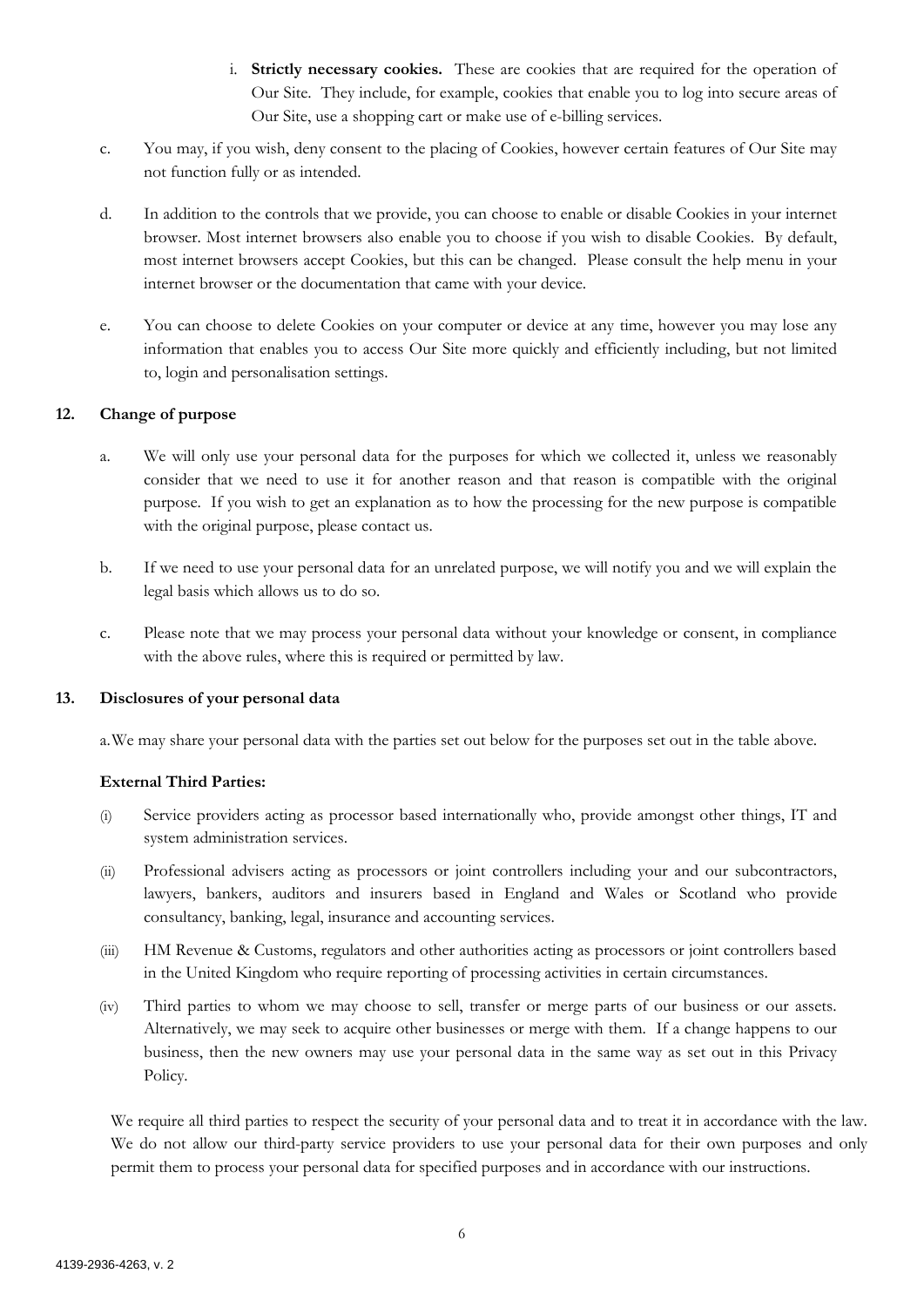i. **Strictly necessary cookies.** These are cookies that are required for the operation of Our Site. They include, for example, cookies that enable you to log into secure areas of Our Site, use a shopping cart or make use of e-billing services.

c. You may, if you wish, deny consent to the placing of Cookies, however certain features of Our Site may not function fully or as intended.

d. In addition to the controls that we provide, you can choose to enable or disable Cookies in your internet browser. Most internet browsers also enable you to choose if you wish to disable Cookies. By default, most internet browsers accept Cookies, but this can be changed. Please consult the help menu in your internet browser or the documentation that came with your device.

e. You can choose to delete Cookies on your computer or device at any time, however you may lose any information that enables you to access Our Site more quickly and efficiently including, but not limited to, login and personalisation settings.

**12. Change of purpose**

a. We will only use your personal data for the purposes for which we collected it, unless we reasonably consider that we need to use it for another reason and that reason is compatible with the original purpose. If you wish to get an explanation as to how the processing for the new purpose is compatible with the original purpose, please contact us.

b. If we need to use your personal data for an unrelated purpose, we will notify you and we will explain the legal basis which allows us to do so.

c. Please note that we may process your personal data without your knowledge or consent, in compliance with the above rules, where this is required or permitted by law.

**13. Disclosures of your personal data**

a. We may share your personal data with the parties set out below for the purposes set out in the table above.

**External Third Parties:**

(i) Service providers acting as processor based internationally who, provide amongst other things, IT and system administration services.

(ii) Professional advisers acting as processors or joint controllers including your and our subcontractors, lawyers, bankers, auditors and insurers based in England and Wales or Scotland who provide consultancy, banking, legal, insurance and accounting services.

(iii) HM Revenue & Customs, regulators and other authorities acting as processors or joint controllers based in the United Kingdom who require reporting of processing activities in certain circumstances.

(iv) Third parties to whom we may choose to sell, transfer or merge parts of our business or our assets. Alternatively, we may seek to acquire other businesses or merge with them. If a change happens to our business, then the new owners may use your personal data in the same way as set out in this Privacy Policy.

We require all third parties to respect the security of your personal data and to treat it in accordance with the law. We do not allow our third-party service providers to use your personal data for their own purposes and only permit them to process your personal data for specified purposes and in accordance with our instructions.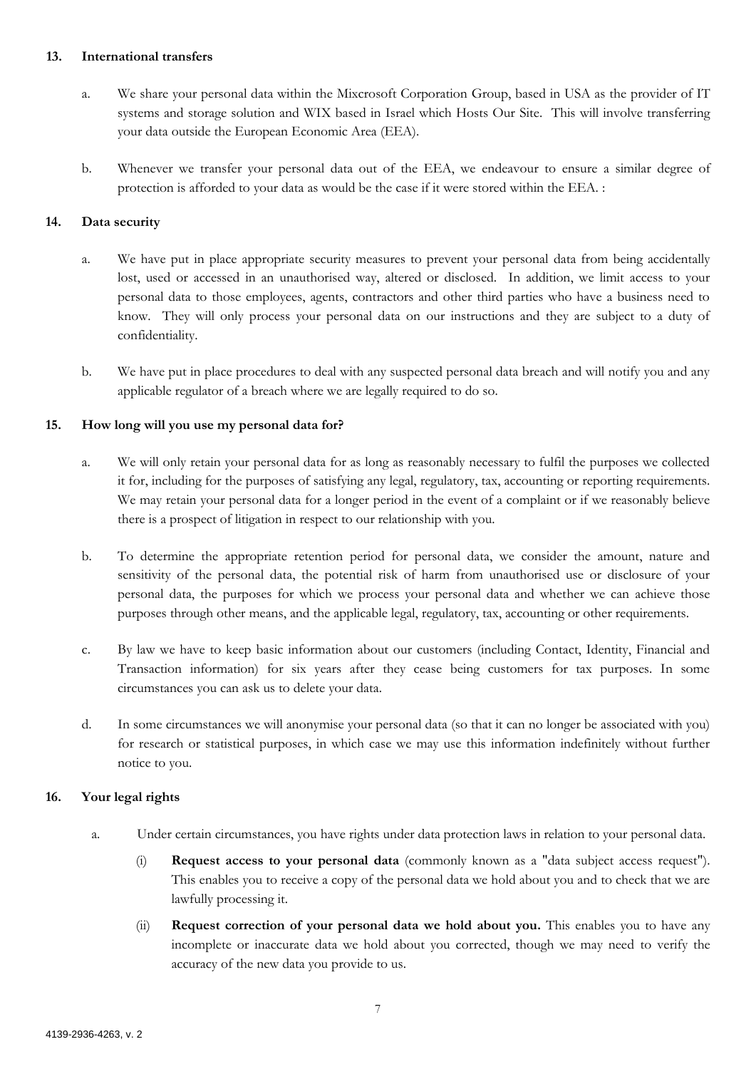## 13. International transfers

a. We share your personal data within the Mixcrosoft Corporation Group, based in USA as the provider of IT systems and storage solution and WIX based in Israel which Hosts Our Site. This will involve transferring your data outside the European Economic Area (EEA).

b. Whenever we transfer your personal data out of the EEA, we endeavour to ensure a similar degree of protection is afforded to your data as would be the case if it were stored within the EEA. :

## 14. Data security

a. We have put in place appropriate security measures to prevent your personal data from being accidentally lost, used or accessed in an unauthorised way, altered or disclosed. In addition, we limit access to your personal data to those employees, agents, contractors and other third parties who have a business need to know. They will only process your personal data on our instructions and they are subject to a duty of confidentiality.

b. We have put in place procedures to deal with any suspected personal data breach and will notify you and any applicable regulator of a breach where we are legally required to do so.

## 15. How long will you use my personal data for?

a. We will only retain your personal data for as long as reasonably necessary to fulfil the purposes we collected it for, including for the purposes of satisfying any legal, regulatory, tax, accounting or reporting requirements. We may retain your personal data for a longer period in the event of a complaint or if we reasonably believe there is a prospect of litigation in respect to our relationship with you.

b. To determine the appropriate retention period for personal data, we consider the amount, nature and sensitivity of the personal data, the potential risk of harm from unauthorised use or disclosure of your personal data, the purposes for which we process your personal data and whether we can achieve those purposes through other means, and the applicable legal, regulatory, tax, accounting or other requirements.

c. By law we have to keep basic information about our customers (including Contact, Identity, Financial and Transaction information) for six years after they cease being customers for tax purposes. In some circumstances you can ask us to delete your data.

d. In some circumstances we will anonymise your personal data (so that it can no longer be associated with you) for research or statistical purposes, in which case we may use this information indefinitely without further notice to you.

## 16. Your legal rights

a. Under certain circumstances, you have rights under data protection laws in relation to your personal data.

(i) **Request access to your personal data** (commonly known as a "data subject access request"). This enables you to receive a copy of the personal data we hold about you and to check that we are lawfully processing it.

(ii) **Request correction of your personal data we hold about you.** This enables you to have any incomplete or inaccurate data we hold about you corrected, though we may need to verify the accuracy of the new data you provide to us.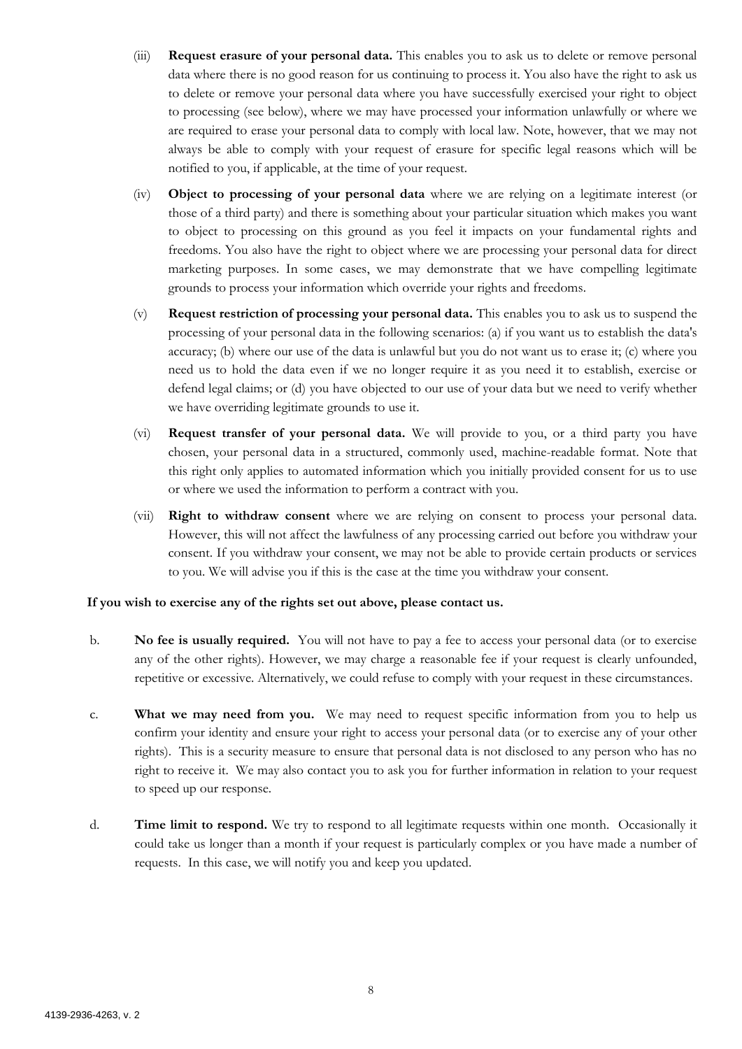(iii) **Request erasure of your personal data.** This enables you to ask us to delete or remove personal data where there is no good reason for us continuing to process it. You also have the right to ask us to delete or remove your personal data where you have successfully exercised your right to object to processing (see below), where we may have processed your information unlawfully or where we are required to erase your personal data to comply with local law. Note, however, that we may not always be able to comply with your request of erasure for specific legal reasons which will be notified to you, if applicable, at the time of your request.

(iv) **Object to processing of your personal data** where we are relying on a legitimate interest (or those of a third party) and there is something about your particular situation which makes you want to object to processing on this ground as you feel it impacts on your fundamental rights and freedoms. You also have the right to object where we are processing your personal data for direct marketing purposes. In some cases, we may demonstrate that we have compelling legitimate grounds to process your information which override your rights and freedoms.

(v) **Request restriction of processing your personal data.** This enables you to ask us to suspend the processing of your personal data in the following scenarios: (a) if you want us to establish the data's accuracy; (b) where our use of the data is unlawful but you do not want us to erase it; (c) where you need us to hold the data even if we no longer require it as you need it to establish, exercise or defend legal claims; or (d) you have objected to our use of your data but we need to verify whether we have overriding legitimate grounds to use it.

(vi) **Request transfer of your personal data.** We will provide to you, or a third party you have chosen, your personal data in a structured, commonly used, machine-readable format. Note that this right only applies to automated information which you initially provided consent for us to use or where we used the information to perform a contract with you.

(vii) **Right to withdraw consent** where we are relying on consent to process your personal data. However, this will not affect the lawfulness of any processing carried out before you withdraw your consent. If you withdraw your consent, we may not be able to provide certain products or services to you. We will advise you if this is the case at the time you withdraw your consent.

**If you wish to exercise any of the rights set out above, please contact us.**

b. **No fee is usually required.** You will not have to pay a fee to access your personal data (or to exercise any of the other rights). However, we may charge a reasonable fee if your request is clearly unfounded, repetitive or excessive. Alternatively, we could refuse to comply with your request in these circumstances.

c. **What we may need from you.** We may need to request specific information from you to help us confirm your identity and ensure your right to access your personal data (or to exercise any of your other rights). This is a security measure to ensure that personal data is not disclosed to any person who has no right to receive it. We may also contact you to ask you for further information in relation to your request to speed up our response.

d. **Time limit to respond.** We try to respond to all legitimate requests within one month. Occasionally it could take us longer than a month if your request is particularly complex or you have made a number of requests. In this case, we will notify you and keep you updated.

4139-2936-4263, v. 2